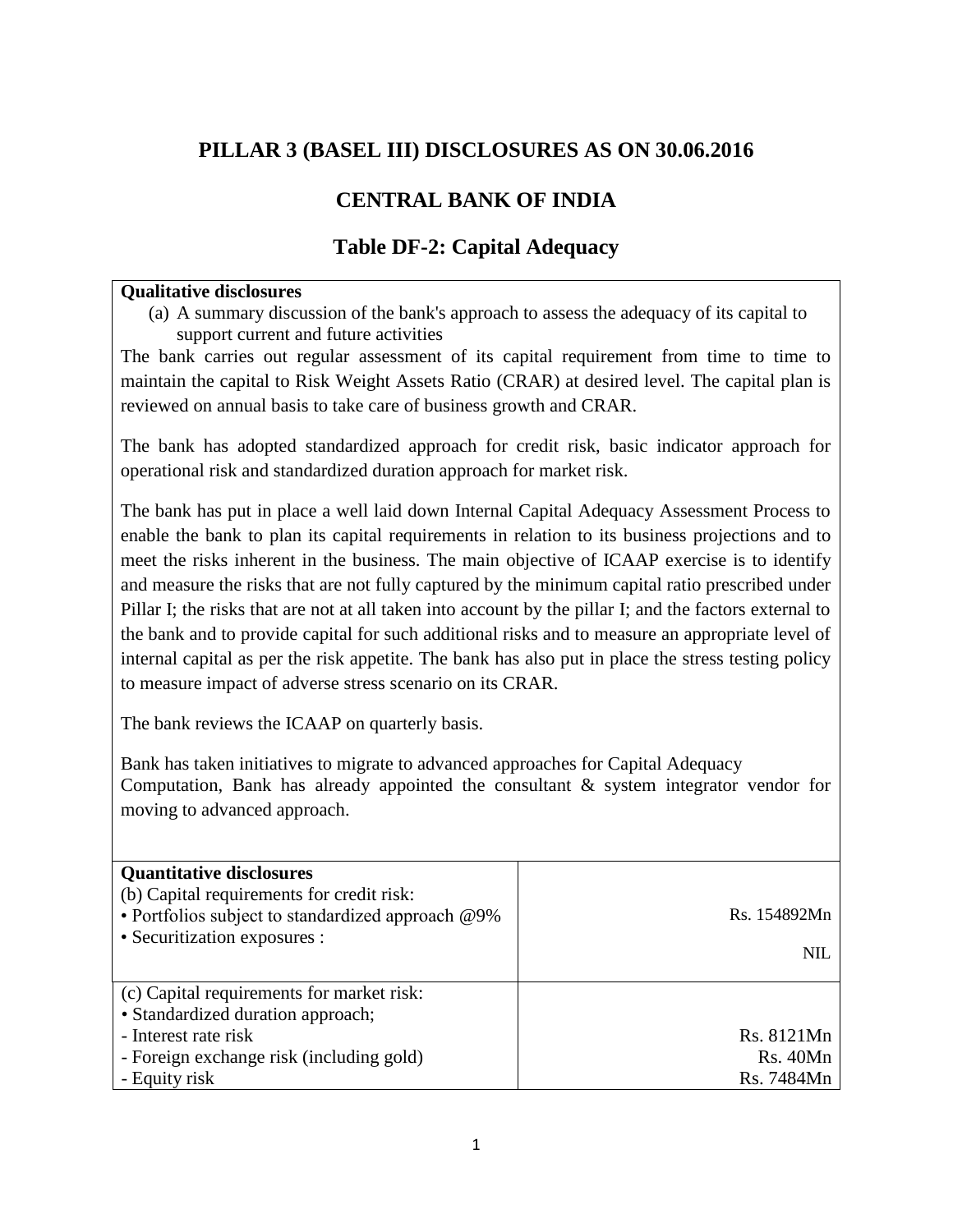# PILLAR 3 (BASEL III) DISCLOSURES AS ON 30.06.2016

## CENTRAL BANK OF INDIA

## Table DF-2: Capital Adequacy

**Qualitative disclosures**

(a) A summary discussion of the bank's approach to assess the adequacy of its capital to support current and future activities

The bank carries out regular assessment of its capital requirement from time to time to maintain the capital to Risk Weight Assets Ratio (CRAR) at desired level. The capital plan is reviewed on annual basis to take care of business growth and CRAR.

The bank has adopted standardized approach for credit risk, basic indicator approach for operational risk and standardized duration approach for market risk.

The bank has put in place a well laid down Internal Capital Adequacy Assessment Process to enable the bank to plan its capital requirements in relation to its business projections and to meet the risks inherent in the business. The main objective of ICAAP exercise is to identify and measure the risks that are not fully captured by the minimum capital ratio prescribed under Pillar I; the risks that are not at all taken into account by the pillar I; and the factors external to the bank and to provide capital for such additional risks and to measure an appropriate level of internal capital as per the risk appetite. The bank has also put in place the stress testing policy to measure impact of adverse stress scenario on its CRAR.

The bank reviews the ICAAP on quarterly basis.

Bank has taken initiatives to migrate to advanced approaches for Capital Adequacy Computation, Bank has already appointed the consultant & system integrator vendor for moving to advanced approach.

| Quantitative disclosures | |
|---|---|
| (b) Capital requirements for credit risk: | |
| • Portfolios subject to standardized approach @9% | Rs. 154892Mn |
| • Securitization exposures : | NIL |
| (c) Capital requirements for market risk: | |
| • Standardized duration approach; | |
| - Interest rate risk | Rs. 8121Mn |
| - Foreign exchange risk (including gold) | Rs. 40Mn |
| - Equity risk | Rs. 7484Mn |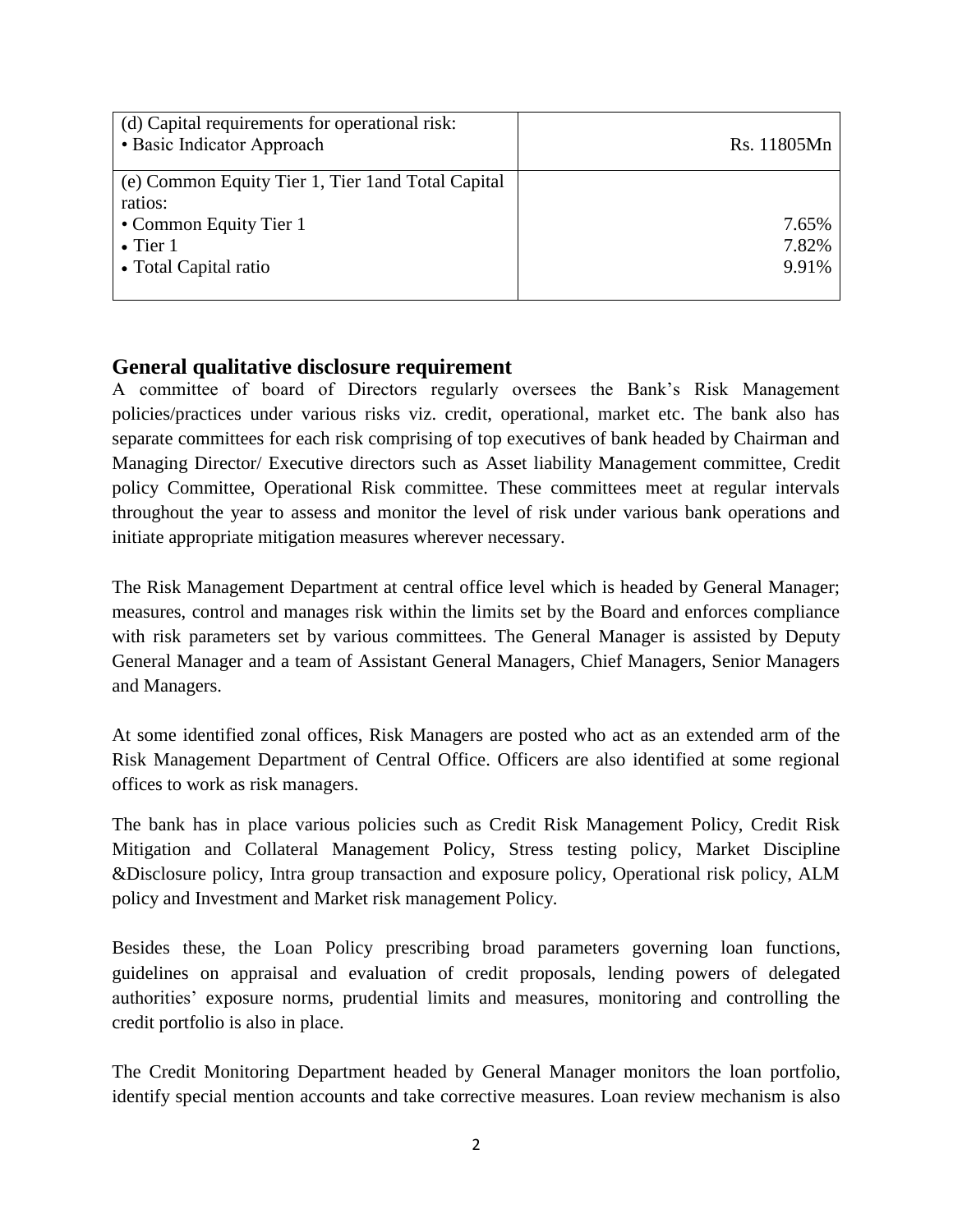| | |
|---|---|
| (d) Capital requirements for operational risk:<br>• Basic Indicator Approach | Rs. 11805Mn |
| (e) Common Equity Tier 1, Tier 1and Total Capital ratios:<br>• Common Equity Tier 1<br>• Tier 1<br>• Total Capital ratio | <br><br>7.65%<br>7.82%<br>9.91% |

## General qualitative disclosure requirement

A committee of board of Directors regularly oversees the Bank's Risk Management policies/practices under various risks viz. credit, operational, market etc. The bank also has separate committees for each risk comprising of top executives of bank headed by Chairman and Managing Director/ Executive directors such as Asset liability Management committee, Credit policy Committee, Operational Risk committee. These committees meet at regular intervals throughout the year to assess and monitor the level of risk under various bank operations and initiate appropriate mitigation measures wherever necessary.

The Risk Management Department at central office level which is headed by General Manager; measures, control and manages risk within the limits set by the Board and enforces compliance with risk parameters set by various committees. The General Manager is assisted by Deputy General Manager and a team of Assistant General Managers, Chief Managers, Senior Managers and Managers.

At some identified zonal offices, Risk Managers are posted who act as an extended arm of the Risk Management Department of Central Office. Officers are also identified at some regional offices to work as risk managers.

The bank has in place various policies such as Credit Risk Management Policy, Credit Risk Mitigation and Collateral Management Policy, Stress testing policy, Market Discipline &Disclosure policy, Intra group transaction and exposure policy, Operational risk policy, ALM policy and Investment and Market risk management Policy.

Besides these, the Loan Policy prescribing broad parameters governing loan functions, guidelines on appraisal and evaluation of credit proposals, lending powers of delegated authorities' exposure norms, prudential limits and measures, monitoring and controlling the credit portfolio is also in place.

The Credit Monitoring Department headed by General Manager monitors the loan portfolio, identify special mention accounts and take corrective measures. Loan review mechanism is also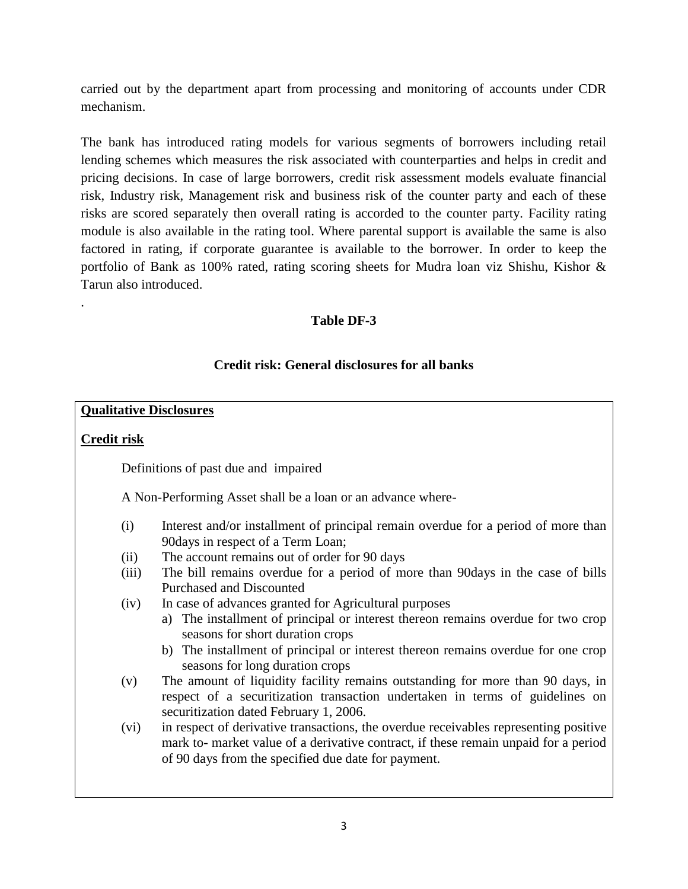carried out by the department apart from processing and monitoring of accounts under CDR mechanism.

The bank has introduced rating models for various segments of borrowers including retail lending schemes which measures the risk associated with counterparties and helps in credit and pricing decisions. In case of large borrowers, credit risk assessment models evaluate financial risk, Industry risk, Management risk and business risk of the counter party and each of these risks are scored separately then overall rating is accorded to the counter party. Facility rating module is also available in the rating tool. Where parental support is available the same is also factored in rating, if corporate guarantee is available to the borrower. In order to keep the portfolio of Bank as 100% rated, rating scoring sheets for Mudra loan viz Shishu, Kishor & Tarun also introduced.

.

## Table DF-3

### Credit risk: General disclosures for all banks

**Qualitative Disclosures**

**Credit risk**

Definitions of past due and impaired

A Non-Performing Asset shall be a loan or an advance where-

(i) Interest and/or installment of principal remain overdue for a period of more than 90days in respect of a Term Loan;

(ii) The account remains out of order for 90 days

(iii) The bill remains overdue for a period of more than 90days in the case of bills Purchased and Discounted

(iv) In case of advances granted for Agricultural purposes

   a) The installment of principal or interest thereon remains overdue for two crop seasons for short duration crops

   b) The installment of principal or interest thereon remains overdue for one crop seasons for long duration crops

(v) The amount of liquidity facility remains outstanding for more than 90 days, in respect of a securitization transaction undertaken in terms of guidelines on securitization dated February 1, 2006.

(vi) in respect of derivative transactions, the overdue receivables representing positive mark to- market value of a derivative contract, if these remain unpaid for a period of 90 days from the specified due date for payment.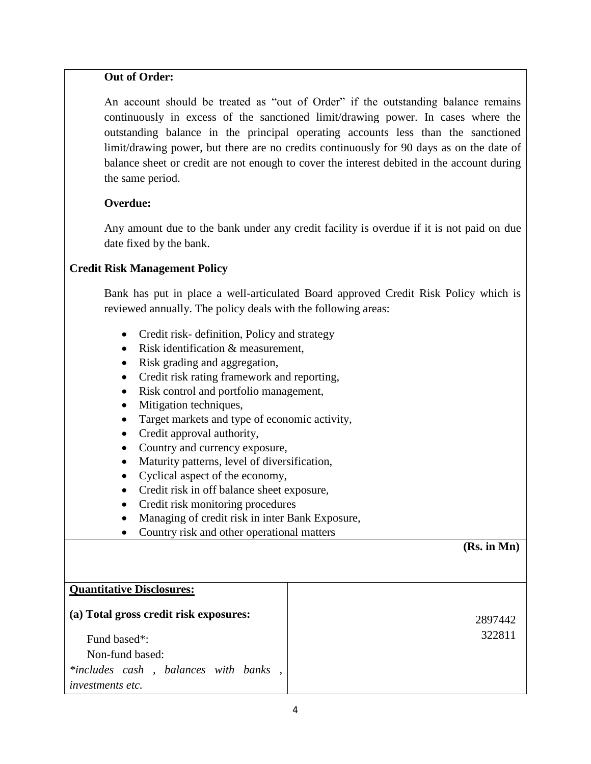**Out of Order:**

An account should be treated as "out of Order" if the outstanding balance remains continuously in excess of the sanctioned limit/drawing power. In cases where the outstanding balance in the principal operating accounts less than the sanctioned limit/drawing power, but there are no credits continuously for 90 days as on the date of balance sheet or credit are not enough to cover the interest debited in the account during the same period.

**Overdue:**

Any amount due to the bank under any credit facility is overdue if it is not paid on due date fixed by the bank.

**Credit Risk Management Policy**

Bank has put in place a well-articulated Board approved Credit Risk Policy which is reviewed annually. The policy deals with the following areas:

- Credit risk- definition, Policy and strategy
- Risk identification & measurement,
- Risk grading and aggregation,
- Credit risk rating framework and reporting,
- Risk control and portfolio management,
- Mitigation techniques,
- Target markets and type of economic activity,
- Credit approval authority,
- Country and currency exposure,
- Maturity patterns, level of diversification,
- Cyclical aspect of the economy,
- Credit risk in off balance sheet exposure,
- Credit risk monitoring procedures
- Managing of credit risk in inter Bank Exposure,
- Country risk and other operational matters

**(Rs. in Mn)**

| **Quantitative Disclosures:** | |
|---|---|
| **(a) Total gross credit risk exposures:** | |
| Fund based*: | 2897442 |
| Non-fund based: | 322811 |
| *\*includes cash , balances with banks , investments etc.* | |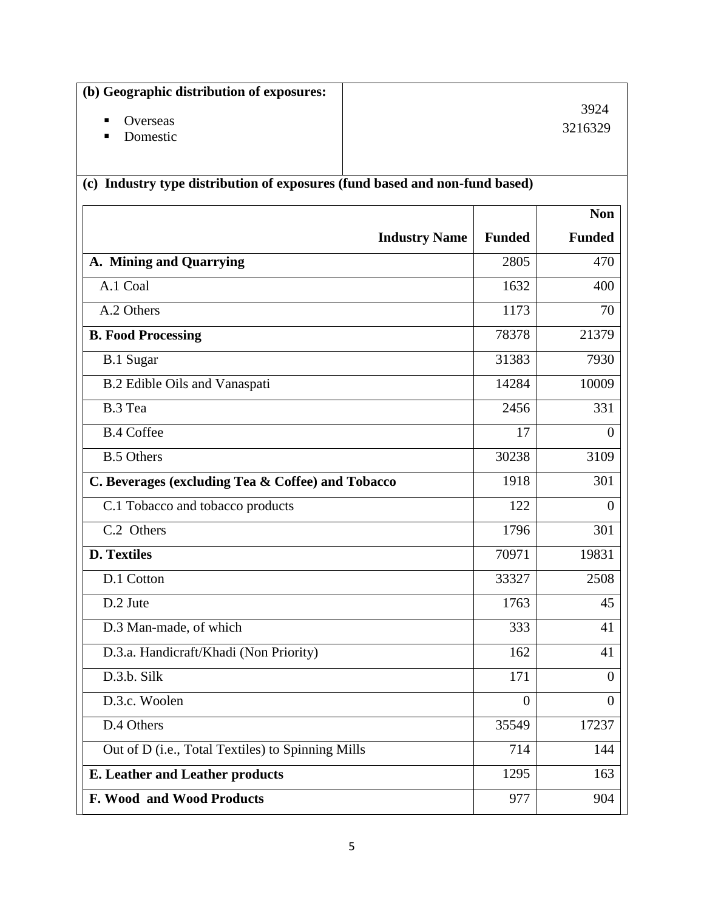| **(b) Geographic distribution of exposures:** | |
|---|---|
| ▪ Overseas | 3924 |
| ▪ Domestic | 3216329 |

**(c) Industry type distribution of exposures (fund based and non-fund based)**

| Industry Name | Funded | Non Funded |
|---|---|---|
| **A. Mining and Quarrying** | 2805 | 470 |
| A.1 Coal | 1632 | 400 |
| A.2 Others | 1173 | 70 |
| **B. Food Processing** | 78378 | 21379 |
| B.1 Sugar | 31383 | 7930 |
| B.2 Edible Oils and Vanaspati | 14284 | 10009 |
| B.3 Tea | 2456 | 331 |
| B.4 Coffee | 17 | 0 |
| B.5 Others | 30238 | 3109 |
| **C. Beverages (excluding Tea & Coffee) and Tobacco** | 1918 | 301 |
| C.1 Tobacco and tobacco products | 122 | 0 |
| C.2 Others | 1796 | 301 |
| **D. Textiles** | 70971 | 19831 |
| D.1 Cotton | 33327 | 2508 |
| D.2 Jute | 1763 | 45 |
| D.3 Man-made, of which | 333 | 41 |
| D.3.a. Handicraft/Khadi (Non Priority) | 162 | 41 |
| D.3.b. Silk | 171 | 0 |
| D.3.c. Woolen | 0 | 0 |
| D.4 Others | 35549 | 17237 |
| Out of D (i.e., Total Textiles) to Spinning Mills | 714 | 144 |
| **E. Leather and Leather products** | 1295 | 163 |
| **F. Wood and Wood Products** | 977 | 904 |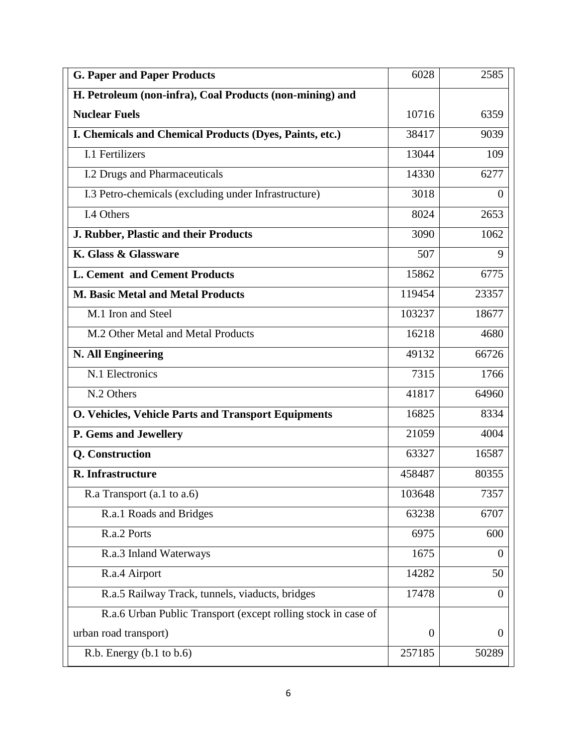| | | |
|---|---|---|
| **G. Paper and Paper Products** | 6028 | 2585 |
| **H. Petroleum (non-infra), Coal Products (non-mining) and Nuclear Fuels** | 10716 | 6359 |
| **I. Chemicals and Chemical Products (Dyes, Paints, etc.)** | 38417 | 9039 |
| I.1 Fertilizers | 13044 | 109 |
| I.2 Drugs and Pharmaceuticals | 14330 | 6277 |
| I.3 Petro-chemicals (excluding under Infrastructure) | 3018 | 0 |
| I.4 Others | 8024 | 2653 |
| **J. Rubber, Plastic and their Products** | 3090 | 1062 |
| **K. Glass & Glassware** | 507 | 9 |
| **L. Cement and Cement Products** | 15862 | 6775 |
| **M. Basic Metal and Metal Products** | 119454 | 23357 |
| M.1 Iron and Steel | 103237 | 18677 |
| M.2 Other Metal and Metal Products | 16218 | 4680 |
| **N. All Engineering** | 49132 | 66726 |
| N.1 Electronics | 7315 | 1766 |
| N.2 Others | 41817 | 64960 |
| **O. Vehicles, Vehicle Parts and Transport Equipments** | 16825 | 8334 |
| **P. Gems and Jewellery** | 21059 | 4004 |
| **Q. Construction** | 63327 | 16587 |
| **R. Infrastructure** | 458487 | 80355 |
| R.a Transport (a.1 to a.6) | 103648 | 7357 |
| R.a.1 Roads and Bridges | 63238 | 6707 |
| R.a.2 Ports | 6975 | 600 |
| R.a.3 Inland Waterways | 1675 | 0 |
| R.a.4 Airport | 14282 | 50 |
| R.a.5 Railway Track, tunnels, viaducts, bridges | 17478 | 0 |
| R.a.6 Urban Public Transport (except rolling stock in case of urban road transport) | 0 | 0 |
| R.b. Energy (b.1 to b.6) | 257185 | 50289 |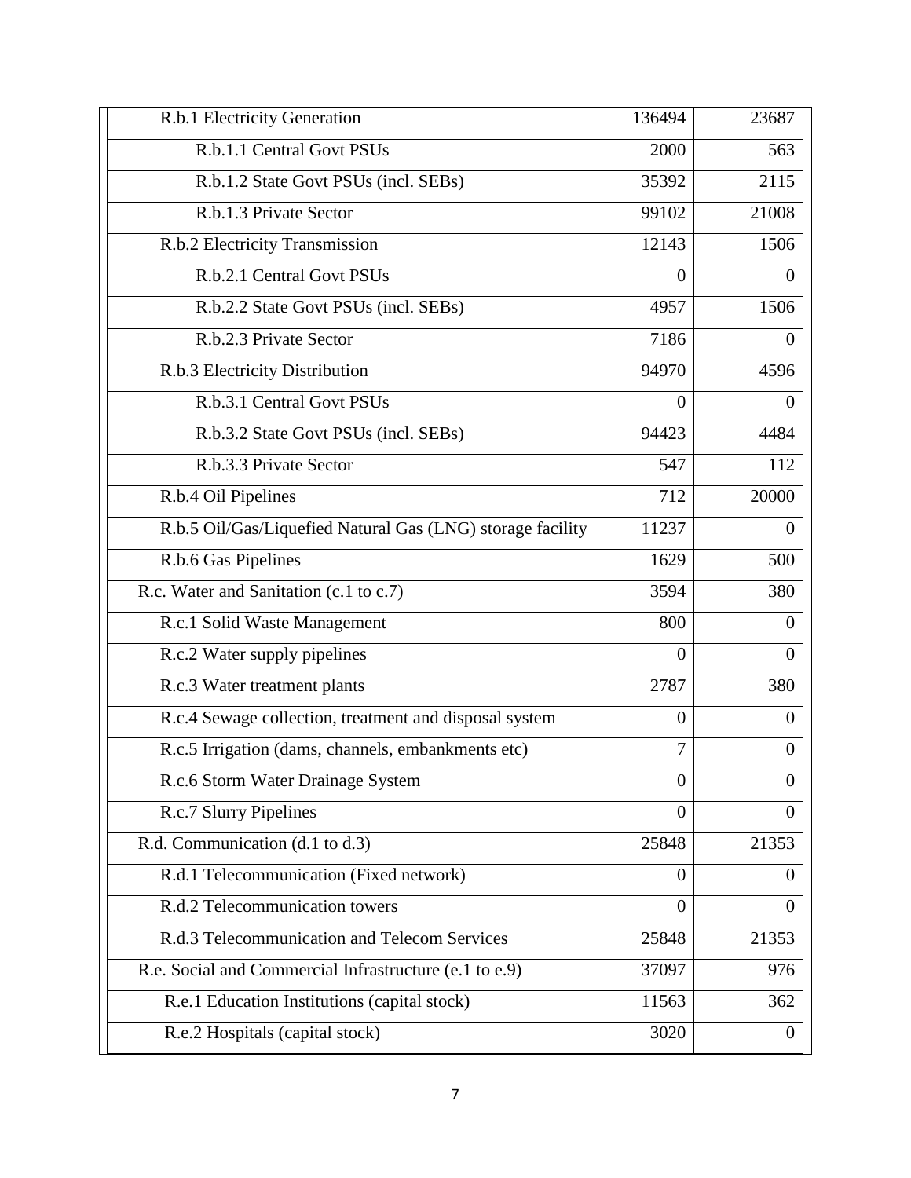| | | |
|---|---|---|
| R.b.1 Electricity Generation | 136494 | 23687 |
| R.b.1.1 Central Govt PSUs | 2000 | 563 |
| R.b.1.2 State Govt PSUs (incl. SEBs) | 35392 | 2115 |
| R.b.1.3 Private Sector | 99102 | 21008 |
| R.b.2 Electricity Transmission | 12143 | 1506 |
| R.b.2.1 Central Govt PSUs | 0 | 0 |
| R.b.2.2 State Govt PSUs (incl. SEBs) | 4957 | 1506 |
| R.b.2.3 Private Sector | 7186 | 0 |
| R.b.3 Electricity Distribution | 94970 | 4596 |
| R.b.3.1 Central Govt PSUs | 0 | 0 |
| R.b.3.2 State Govt PSUs (incl. SEBs) | 94423 | 4484 |
| R.b.3.3 Private Sector | 547 | 112 |
| R.b.4 Oil Pipelines | 712 | 20000 |
| R.b.5 Oil/Gas/Liquefied Natural Gas (LNG) storage facility | 11237 | 0 |
| R.b.6 Gas Pipelines | 1629 | 500 |
| R.c. Water and Sanitation (c.1 to c.7) | 3594 | 380 |
| R.c.1 Solid Waste Management | 800 | 0 |
| R.c.2 Water supply pipelines | 0 | 0 |
| R.c.3 Water treatment plants | 2787 | 380 |
| R.c.4 Sewage collection, treatment and disposal system | 0 | 0 |
| R.c.5 Irrigation (dams, channels, embankments etc) | 7 | 0 |
| R.c.6 Storm Water Drainage System | 0 | 0 |
| R.c.7 Slurry Pipelines | 0 | 0 |
| R.d. Communication (d.1 to d.3) | 25848 | 21353 |
| R.d.1 Telecommunication (Fixed network) | 0 | 0 |
| R.d.2 Telecommunication towers | 0 | 0 |
| R.d.3 Telecommunication and Telecom Services | 25848 | 21353 |
| R.e. Social and Commercial Infrastructure (e.1 to e.9) | 37097 | 976 |
| R.e.1 Education Institutions (capital stock) | 11563 | 362 |
| R.e.2 Hospitals (capital stock) | 3020 | 0 |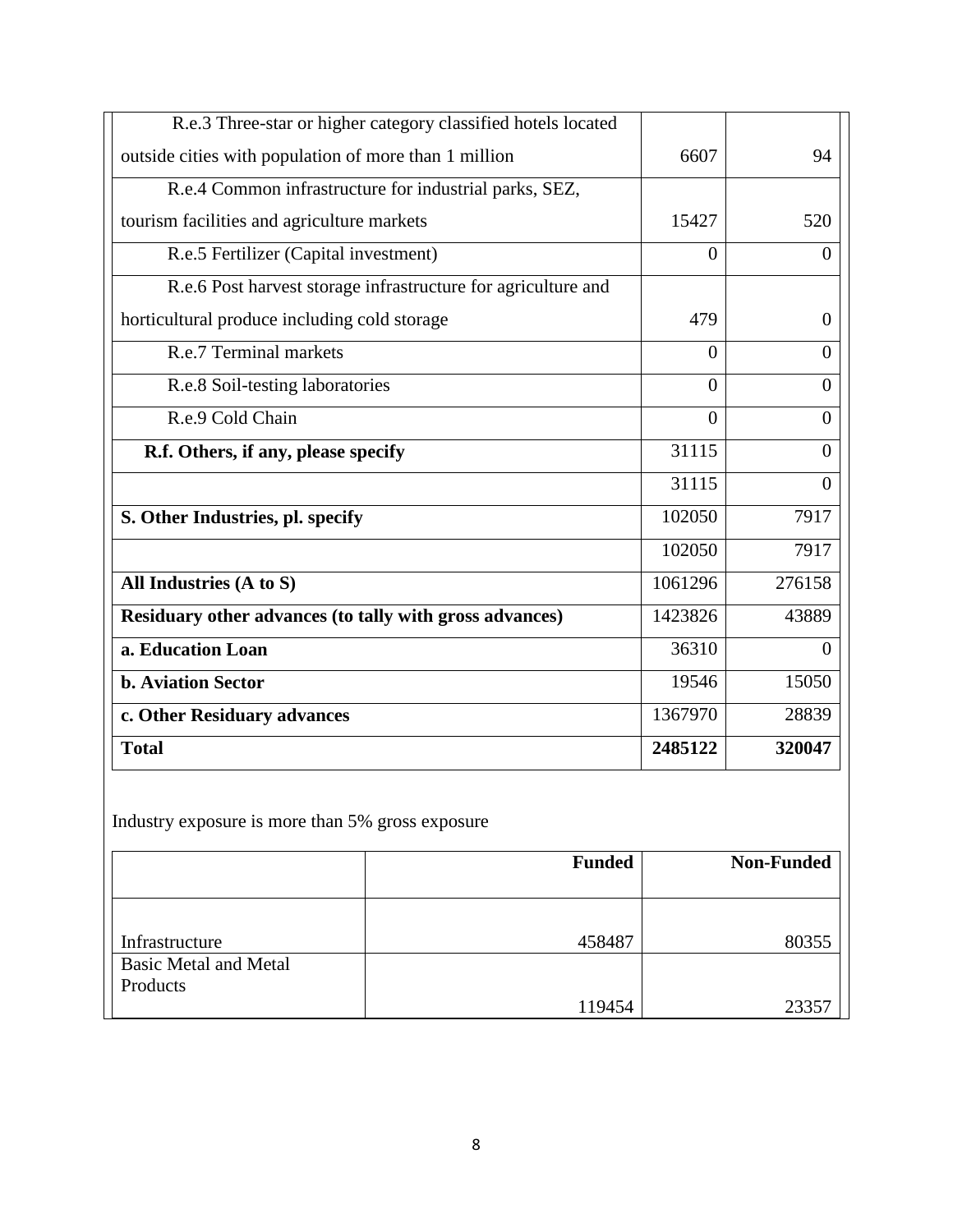| | | |
|---|---|---|
| R.e.3 Three-star or higher category classified hotels located outside cities with population of more than 1 million | 6607 | 94 |
| R.e.4 Common infrastructure for industrial parks, SEZ, tourism facilities and agriculture markets | 15427 | 520 |
| R.e.5 Fertilizer (Capital investment) | 0 | 0 |
| R.e.6 Post harvest storage infrastructure for agriculture and horticultural produce including cold storage | 479 | 0 |
| R.e.7 Terminal markets | 0 | 0 |
| R.e.8 Soil-testing laboratories | 0 | 0 |
| R.e.9 Cold Chain | 0 | 0 |
| **R.f. Others, if any, please specify** | 31115 | 0 |
| | 31115 | 0 |
| **S. Other Industries, pl. specify** | 102050 | 7917 |
| | 102050 | 7917 |
| **All Industries (A to S)** | 1061296 | 276158 |
| **Residuary other advances (to tally with gross advances)** | 1423826 | 43889 |
| **a. Education Loan** | 36310 | 0 |
| **b. Aviation Sector** | 19546 | 15050 |
| **c. Other Residuary advances** | 1367970 | 28839 |
| **Total** | **2485122** | **320047** |

Industry exposure is more than 5% gross exposure

| | Funded | Non-Funded |
|---|---|---|
| Infrastructure | 458487 | 80355 |
| Basic Metal and Metal Products | 119454 | 23357 |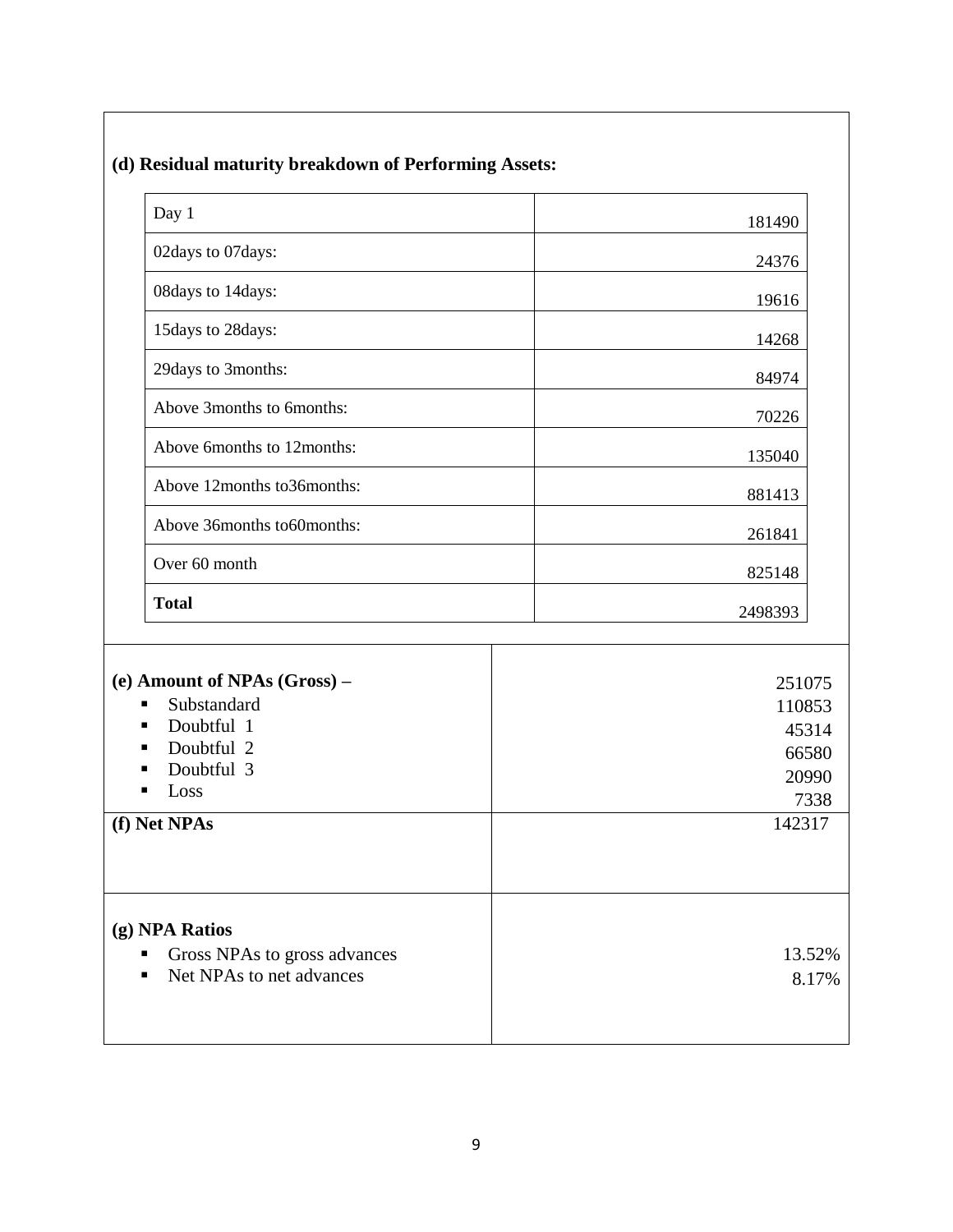**(d) Residual maturity breakdown of Performing Assets:**

| | |
|---|---|
| Day 1 | 181490 |
| 02days to 07days: | 24376 |
| 08days to 14days: | 19616 |
| 15days to 28days: | 14268 |
| 29days to 3months: | 84974 |
| Above 3months to 6months: | 70226 |
| Above 6months to 12months: | 135040 |
| Above 12months to36months: | 881413 |
| Above 36months to60months: | 261841 |
| Over 60 month | 825148 |
| **Total** | 2498393 |

| | |
|---|---|
| **(e) Amount of NPAs (Gross) –** | 251075 |
| ▪ Substandard | 110853 |
| ▪ Doubtful 1 | 45314 |
| ▪ Doubtful 2 | 66580 |
| ▪ Doubtful 3 | 20990 |
| ▪ Loss | 7338 |
| **(f) Net NPAs** | 142317 |
| **(g) NPA Ratios** | |
| ▪ Gross NPAs to gross advances | 13.52% |
| ▪ Net NPAs to net advances | 8.17% |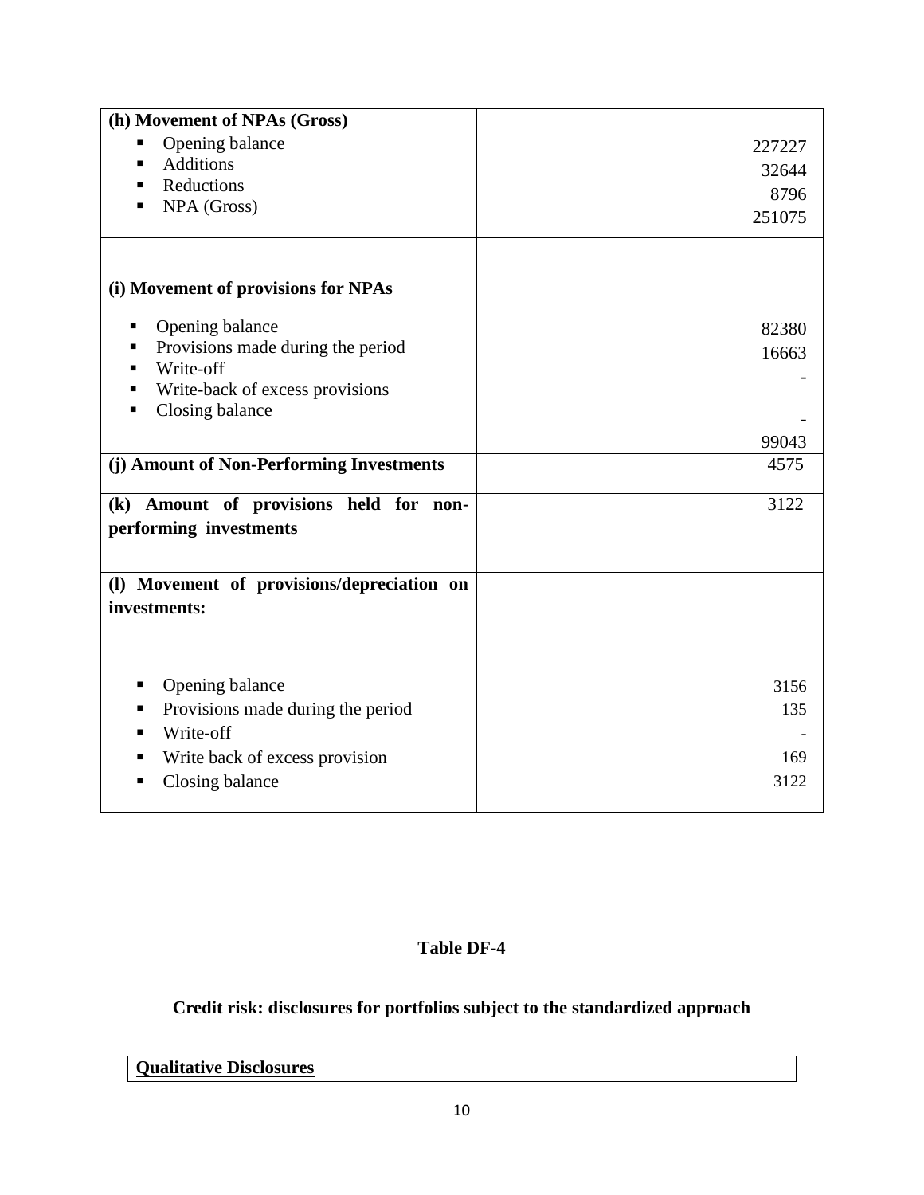| (h) Movement of NPAs (Gross) | |
|---|---|
| ▪ Opening balance<br>▪ Additions<br>▪ Reductions<br>▪ NPA (Gross) | 227227<br>32644<br>8796<br>251075 |
| **(i) Movement of provisions for NPAs**<br>▪ Opening balance<br>▪ Provisions made during the period<br>▪ Write-off<br>▪ Write-back of excess provisions<br>▪ Closing balance | 82380<br>16663<br>-<br>-<br>99043 |
| **(j) Amount of Non-Performing Investments** | 4575 |
| **(k) Amount of provisions held for non-performing investments** | 3122 |
| **(l) Movement of provisions/depreciation on investments:**<br>▪ Opening balance<br>▪ Provisions made during the period<br>▪ Write-off<br>▪ Write back of excess provision<br>▪ Closing balance | 3156<br>135<br>-<br>169<br>3122 |

## Table DF-4

## Credit risk: disclosures for portfolios subject to the standardized approach

| **Qualitative Disclosures** |
|---|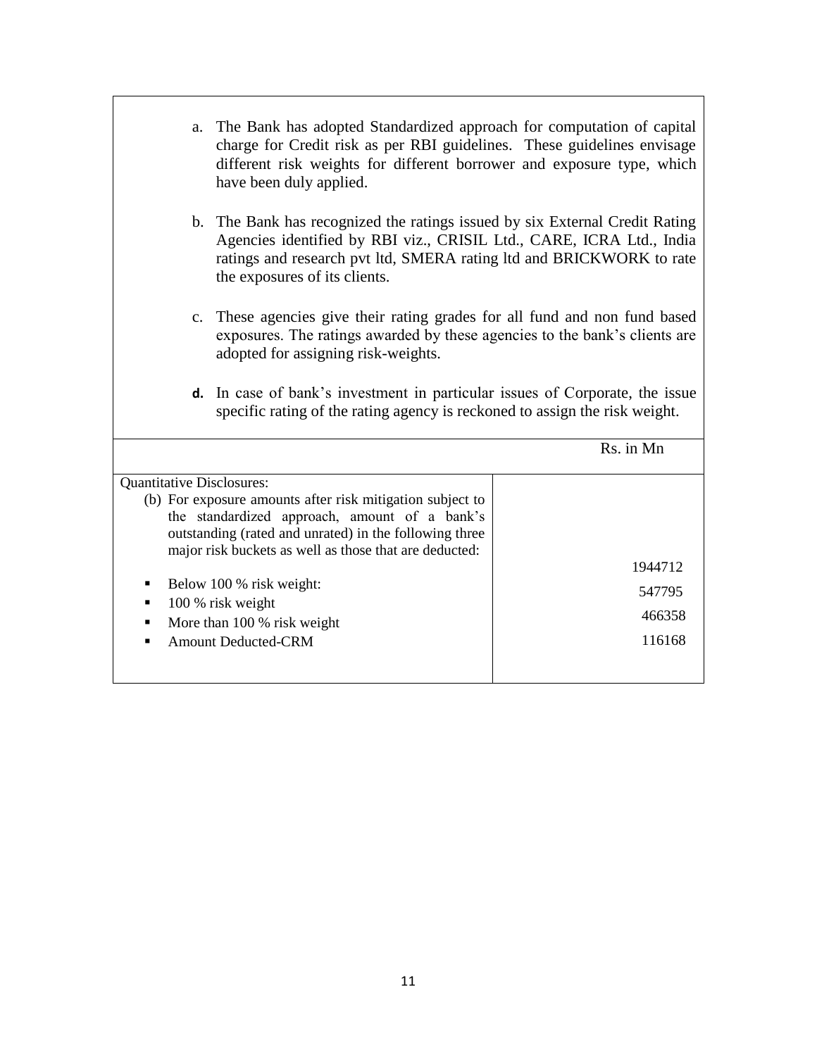a. The Bank has adopted Standardized approach for computation of capital charge for Credit risk as per RBI guidelines. These guidelines envisage different risk weights for different borrower and exposure type, which have been duly applied.

b. The Bank has recognized the ratings issued by six External Credit Rating Agencies identified by RBI viz., CRISIL Ltd., CARE, ICRA Ltd., India ratings and research pvt ltd, SMERA rating ltd and BRICKWORK to rate the exposures of its clients.

c. These agencies give their rating grades for all fund and non fund based exposures. The ratings awarded by these agencies to the bank's clients are adopted for assigning risk-weights.

**d.** In case of bank's investment in particular issues of Corporate, the issue specific rating of the rating agency is reckoned to assign the risk weight.

| | Rs. in Mn |
|---|---|
| Quantitative Disclosures:<br>(b) For exposure amounts after risk mitigation subject to the standardized approach, amount of a bank's outstanding (rated and unrated) in the following three major risk buckets as well as those that are deducted: | |
| ▪ Below 100 % risk weight: | 1944712 |
| ▪ 100 % risk weight | 547795 |
| ▪ More than 100 % risk weight | 466358 |
| ▪ Amount Deducted-CRM | 116168 |